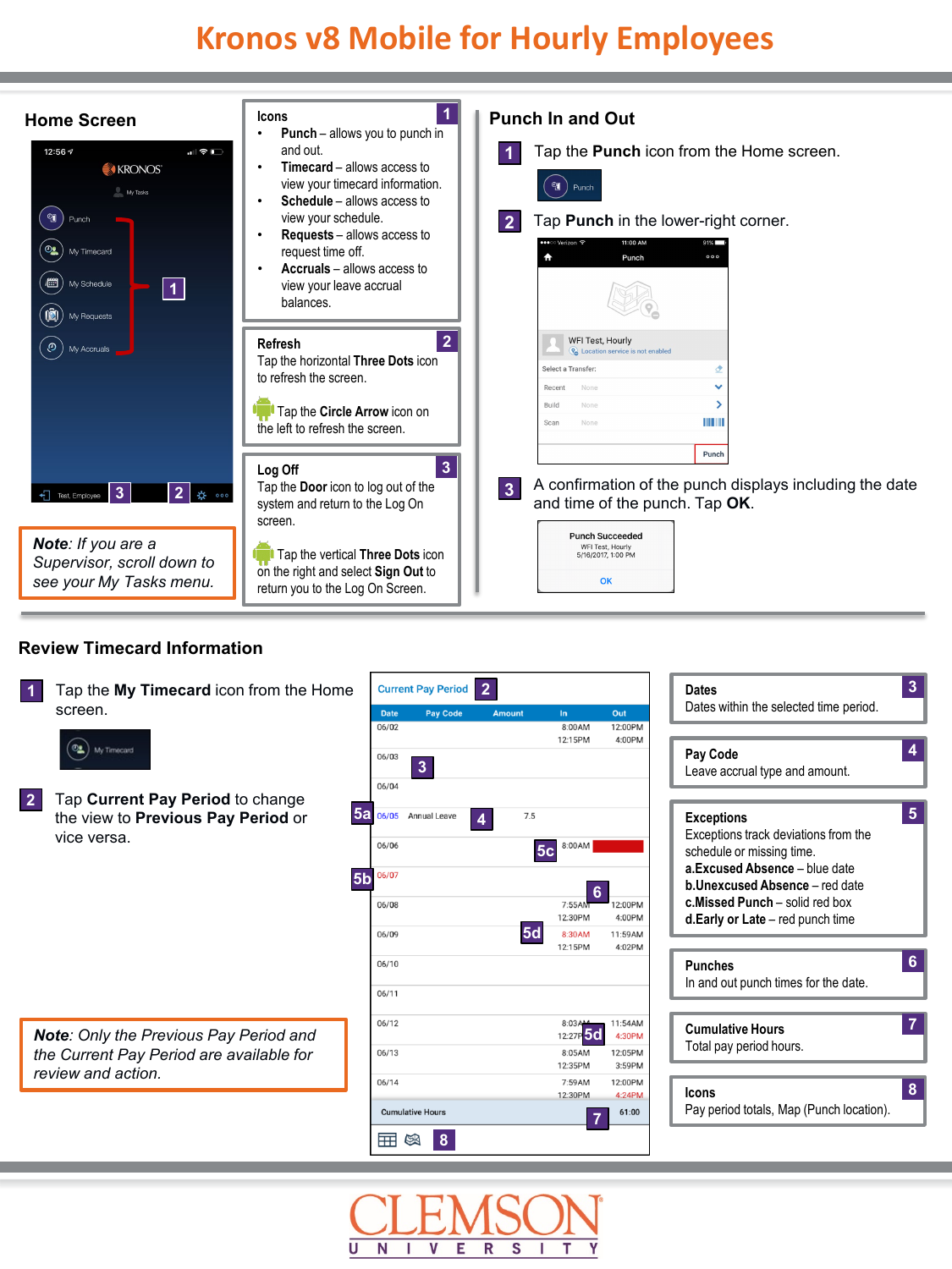# Kronos v8 Mobile for Hourly Employees

## Home Screen

**Note**: *If you are a Supervisor, scroll down to see your My Tasks menu.*

### Icons (1)

- **Punch** – allows you to punch in and out.
- **Timecard** – allows access to view your timecard information.
- **Schedule** – allows access to view your schedule.
- **Requests** – allows access to request time off.
- **Accruals** – allows access to view your leave accrual balances.

### Refresh (2)

Tap the horizontal **Three Dots** icon to refresh the screen.

Tap the **Circle Arrow** icon on the left to refresh the screen.

### Log Off (3)

Tap the **Door** icon to log out of the system and return to the Log On screen.

Tap the vertical **Three Dots** icon on the right and select **Sign Out** to return you to the Log On Screen.

## Punch In and Out

1. Tap the **Punch** icon from the Home screen.
2. Tap **Punch** in the lower-right corner.
3. A confirmation of the punch displays including the date and time of the punch. Tap **OK**.

## Review Timecard Information

1. Tap the **My Timecard** icon from the Home screen.
2. Tap **Current Pay Period** to change the view to **Previous Pay Period** or vice versa.

**Note**: *Only the Previous Pay Period and the Current Pay Period are available for review and action.*

| Date | Pay Code | Amount | In | Out |
|---|---|---|---|---|
| 06/02 | | | 8:00AM<br>12:15PM | 12:00PM<br>4:00PM |
| 06/03 | | | | |
| 06/04 | | | | |
| 06/05 | Annual Leave | 7.5 | | |
| 06/06 | | | 8:00AM | |
| 06/07 | | | | |
| 06/08 | | | 7:55AM<br>12:30PM | 12:00PM<br>4:00PM |
| 06/09 | | | 8:30AM<br>12:15PM | 11:59AM<br>4:02PM |
| 06/10 | | | | |
| 06/11 | | | | |
| 06/12 | | | 8:03AM<br>12:27PM | 11:54AM<br>4:30PM |
| 06/13 | | | 8:05AM<br>12:35PM | 12:05PM<br>3:59PM |
| 06/14 | | | 7:59AM<br>12:30PM | 12:00PM<br>4:24PM |
| Cumulative Hours | | | | 61:00 |

### Dates (3)

Dates within the selected time period.

### Pay Code (4)

Leave accrual type and amount.

### Exceptions (5)

Exceptions track deviations from the schedule or missing time.

- **a. Excused Absence** – blue date
- **b. Unexcused Absence** – red date
- **c. Missed Punch** – solid red box
- **d. Early or Late** – red punch time

### Punches (6)

In and out punch times for the date.

### Cumulative Hours (7)

Total pay period hours.

### Icons (8)

Pay period totals, Map (Punch location).

CLEMSON UNIVERSITY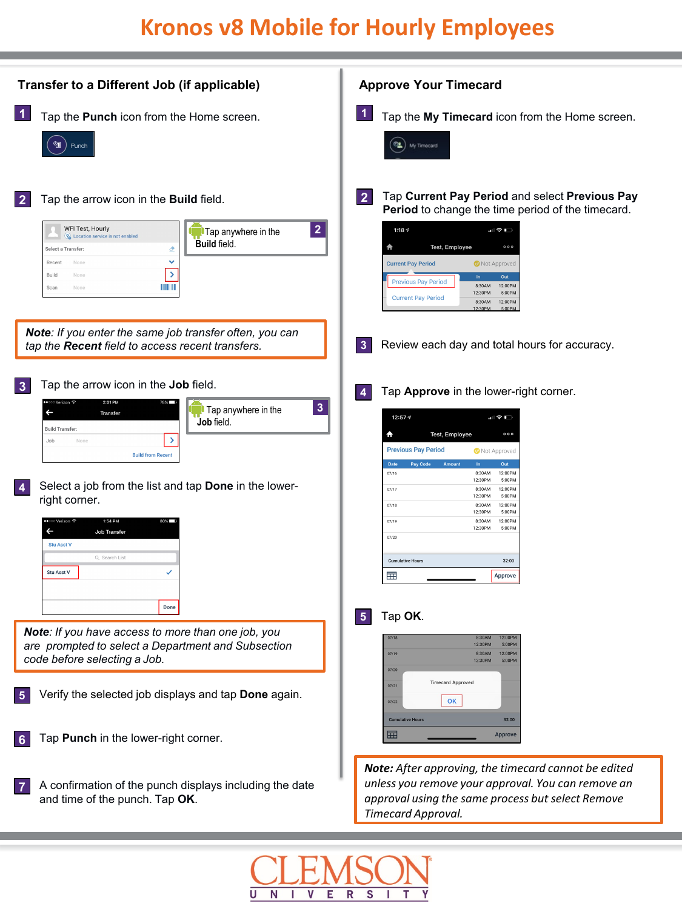# Kronos v8 Mobile for Hourly Employees

## Transfer to a Different Job (if applicable)

1. Tap the **Punch** icon from the Home screen.

2. Tap the arrow icon in the **Build** field.

   Tap anywhere in the **Build** field.

> **Note**: *If you enter the same job transfer often, you can tap the* ***Recent*** *field to access recent transfers.*

3. Tap the arrow icon in the **Job** field.

   Tap anywhere in the **Job** field.

4. Select a job from the list and tap **Done** in the lower-right corner.

> **Note**: *If you have access to more than one job, you are prompted to select a Department and Subsection code before selecting a Job.*

5. Verify the selected job displays and tap **Done** again.

6. Tap **Punch** in the lower-right corner.

7. A confirmation of the punch displays including the date and time of the punch. Tap **OK**.

## Approve Your Timecard

1. Tap the **My Timecard** icon from the Home screen.

2. Tap **Current Pay Period** and select **Previous Pay Period** to change the time period of the timecard.

3. Review each day and total hours for accuracy.

4. Tap **Approve** in the lower-right corner.

5. Tap **OK**.

> ***Note:*** *After approving, the timecard cannot be edited unless you remove your approval. You can remove an approval using the same process but select Remove Timecard Approval.*

CLEMSON UNIVERSITY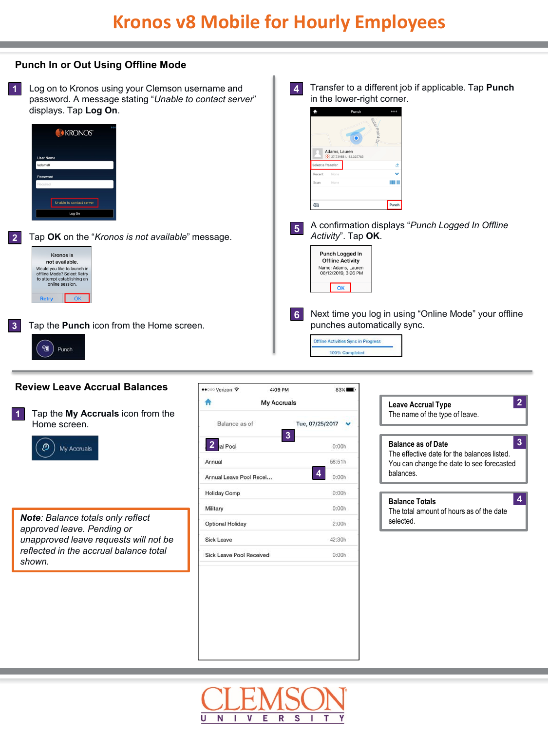# Kronos v8 Mobile for Hourly Employees

## Punch In or Out Using Offline Mode

1. Log on to Kronos using your Clemson username and password. A message stating "*Unable to contact server*" displays. Tap **Log On**.

2. Tap **OK** on the "*Kronos is not available*" message.

3. Tap the **Punch** icon from the Home screen.

4. Transfer to a different job if applicable. Tap **Punch** in the lower-right corner.

5. A confirmation displays "*Punch Logged In Offline Activity*". Tap **OK**.

6. Next time you log in using "Online Mode" your offline punches automatically sync.

## Review Leave Accrual Balances

1. Tap the **My Accruals** icon from the Home screen.

**Note**: *Balance totals only reflect approved leave. Pending or unapproved leave requests will not be reflected in the accrual balance total shown.*

**Leave Accrual Type** (2)
The name of the type of leave.

**Balance as of Date** (3)
The effective date for the balances listed. You can change the date to see forecasted balances.

**Balance Totals** (4)
The total amount of hours as of the date selected.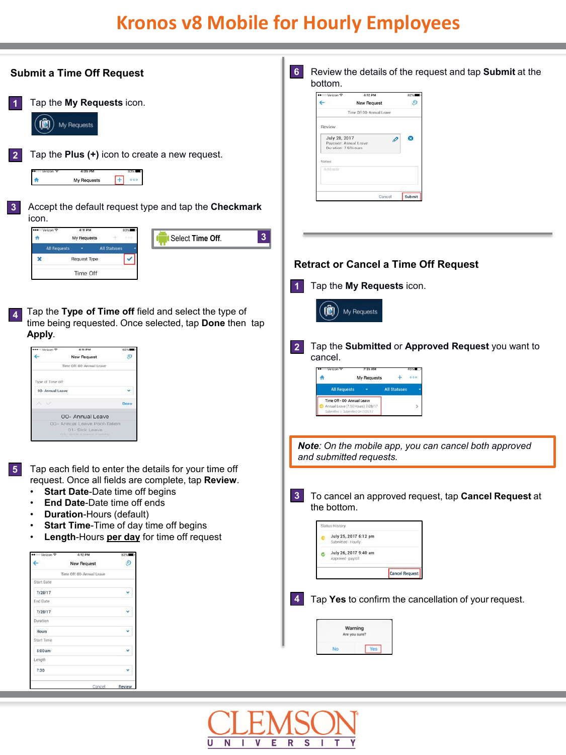# Kronos v8 Mobile for Hourly Employees

## Submit a Time Off Request

1. Tap the **My Requests** icon.

2. Tap the **Plus (+)** icon to create a new request.

3. Accept the default request type and tap the **Checkmark** icon.

   Select Time Off.

4. Tap the **Type of Time off** field and select the type of time being requested. Once selected, tap **Done** then tap **Apply**.

5. Tap each field to enter the details for your time off request. Once all fields are complete, tap **Review**.
   - **Start Date**-Date time off begins
   - **End Date**-Date time off ends
   - **Duration**-Hours (default)
   - **Start Time**-Time of day time off begins
   - **Length**-Hours **per day** for time off request

6. Review the details of the request and tap **Submit** at the bottom.

## Retract or Cancel a Time Off Request

1. Tap the **My Requests** icon.

2. Tap the **Submitted** or **Approved Request** you want to cancel.

> ***Note***: *On the mobile app, you can cancel both approved and submitted requests.*

3. To cancel an approved request, tap **Cancel Request** at the bottom.

4. Tap **Yes** to confirm the cancellation of your request.